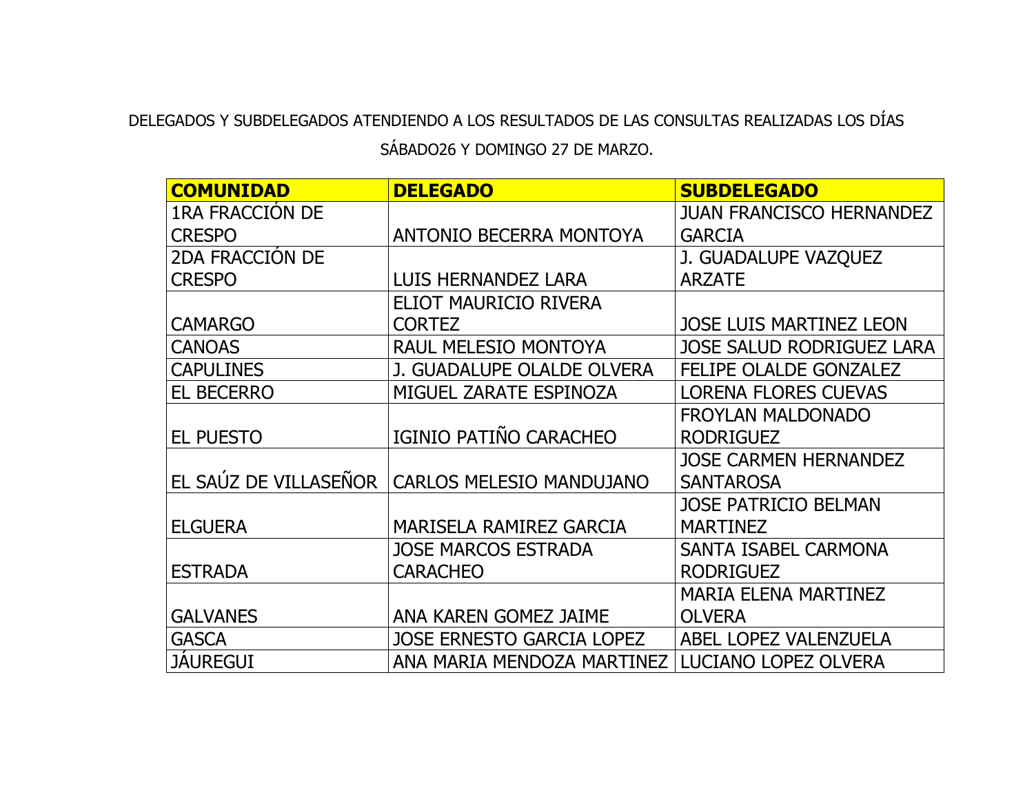DELEGADOS Y SUBDELEGADOS ATENDIENDO A LOS RESULTADOS DE LAS CONSULTAS REALIZADAS LOS DÍAS SÁBADO26 Y DOMINGO 27 DE MARZO.

| COMUNIDAD | DELEGADO | SUBDELEGADO |
|---|---|---|
| 1RA FRACCIÓN DE CRESPO | ANTONIO BECERRA MONTOYA | JUAN FRANCISCO HERNANDEZ GARCIA |
| 2DA FRACCIÓN DE CRESPO | LUIS HERNANDEZ LARA | J. GUADALUPE VAZQUEZ ARZATE |
| CAMARGO | ELIOT MAURICIO RIVERA CORTEZ | JOSE LUIS MARTINEZ LEON |
| CANOAS | RAUL MELESIO MONTOYA | JOSE SALUD RODRIGUEZ LARA |
| CAPULINES | J. GUADALUPE OLALDE OLVERA | FELIPE OLALDE GONZALEZ |
| EL BECERRO | MIGUEL ZARATE ESPINOZA | LORENA FLORES CUEVAS |
| EL PUESTO | IGINIO PATIÑO CARACHEO | FROYLAN MALDONADO RODRIGUEZ |
| EL SAÚZ DE VILLASEÑOR | CARLOS MELESIO MANDUJANO | JOSE CARMEN HERNANDEZ SANTAROSA |
| ELGUERA | MARISELA RAMIREZ GARCIA | JOSE PATRICIO BELMAN MARTINEZ |
| ESTRADA | JOSE MARCOS ESTRADA CARACHEO | SANTA ISABEL CARMONA RODRIGUEZ |
| GALVANES | ANA KAREN GOMEZ JAIME | MARIA ELENA MARTINEZ OLVERA |
| GASCA | JOSE ERNESTO GARCIA LOPEZ | ABEL LOPEZ VALENZUELA |
| JÁUREGUI | ANA MARIA MENDOZA MARTINEZ | LUCIANO LOPEZ OLVERA |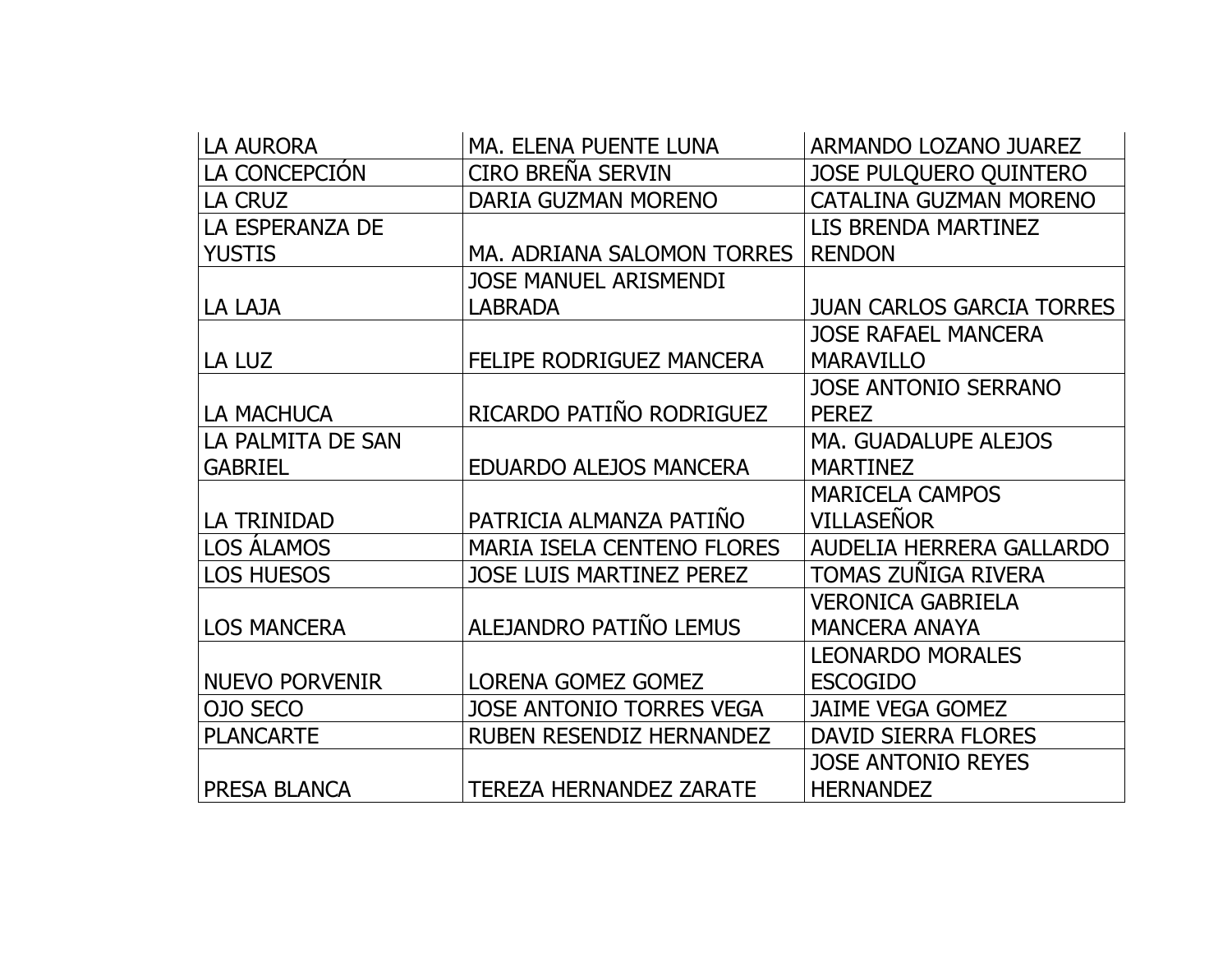| LA AURORA | MA. ELENA PUENTE LUNA | ARMANDO LOZANO JUAREZ |
|---|---|---|
| LA CONCEPCIÓN | CIRO BREÑA SERVIN | JOSE PULQUERO QUINTERO |
| LA CRUZ | DARIA GUZMAN MORENO | CATALINA GUZMAN MORENO |
| LA ESPERANZA DE YUSTIS | MA. ADRIANA SALOMON TORRES | LIS BRENDA MARTINEZ RENDON |
| LA LAJA | JOSE MANUEL ARISMENDI LABRADA | JUAN CARLOS GARCIA TORRES |
| LA LUZ | FELIPE RODRIGUEZ MANCERA | JOSE RAFAEL MANCERA MARAVILLO |
| LA MACHUCA | RICARDO PATIÑO RODRIGUEZ | JOSE ANTONIO SERRANO PEREZ |
| LA PALMITA DE SAN GABRIEL | EDUARDO ALEJOS MANCERA | MA. GUADALUPE ALEJOS MARTINEZ |
| LA TRINIDAD | PATRICIA ALMANZA PATIÑO | MARICELA CAMPOS VILLASEÑOR |
| LOS ÁLAMOS | MARIA ISELA CENTENO FLORES | AUDELIA HERRERA GALLARDO |
| LOS HUESOS | JOSE LUIS MARTINEZ PEREZ | TOMAS ZUÑIGA RIVERA |
| LOS MANCERA | ALEJANDRO PATIÑO LEMUS | VERONICA GABRIELA MANCERA ANAYA |
| NUEVO PORVENIR | LORENA GOMEZ GOMEZ | LEONARDO MORALES ESCOGIDO |
| OJO SECO | JOSE ANTONIO TORRES VEGA | JAIME VEGA GOMEZ |
| PLANCARTE | RUBEN RESENDIZ HERNANDEZ | DAVID SIERRA FLORES |
| PRESA BLANCA | TEREZA HERNANDEZ ZARATE | JOSE ANTONIO REYES HERNANDEZ |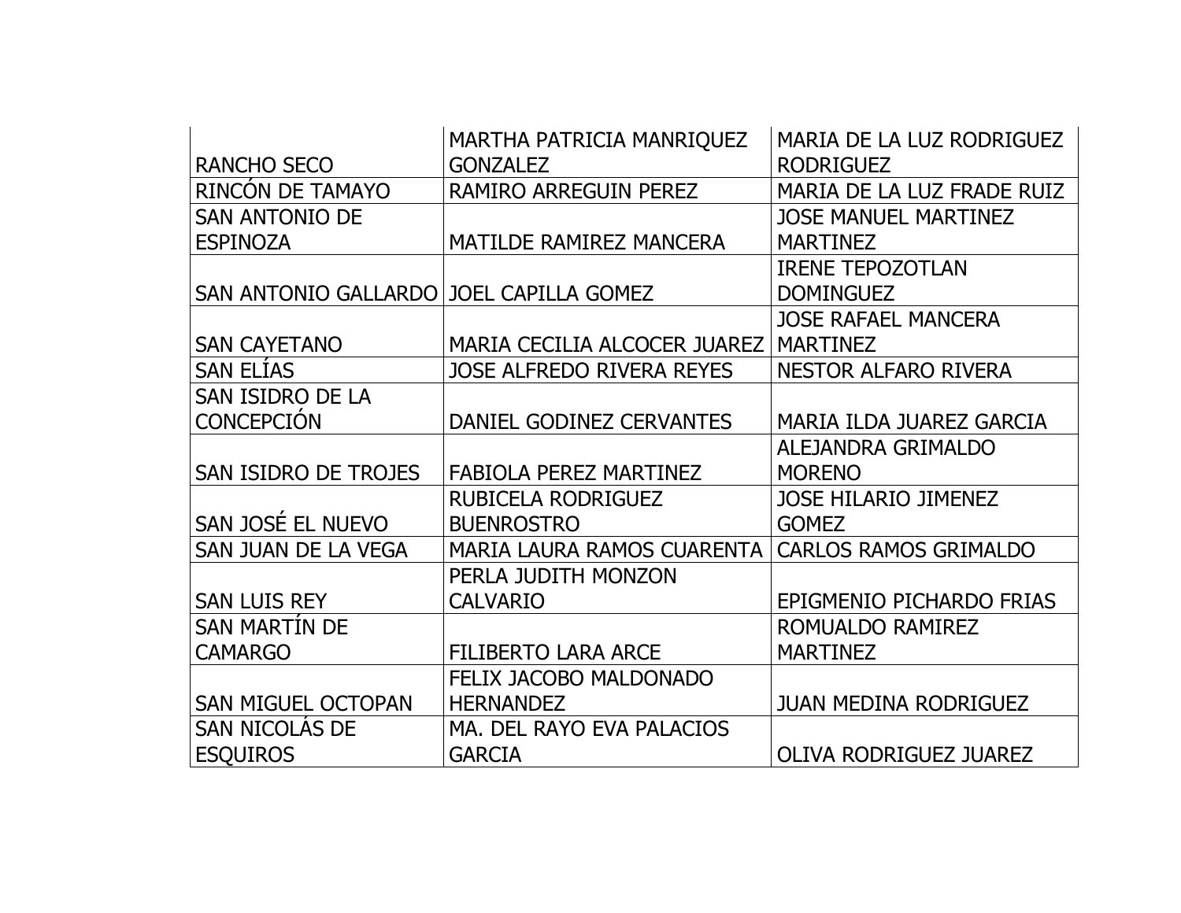| | | |
|---|---|---|
| RANCHO SECO | MARTHA PATRICIA MANRIQUEZ GONZALEZ | MARIA DE LA LUZ RODRIGUEZ RODRIGUEZ |
| RINCÓN DE TAMAYO | RAMIRO ARREGUIN PEREZ | MARIA DE LA LUZ FRADE RUIZ |
| SAN ANTONIO DE ESPINOZA | MATILDE RAMIREZ MANCERA | JOSE MANUEL MARTINEZ MARTINEZ |
| SAN ANTONIO GALLARDO | JOEL CAPILLA GOMEZ | IRENE TEPOZOTLAN DOMINGUEZ |
| SAN CAYETANO | MARIA CECILIA ALCOCER JUAREZ | JOSE RAFAEL MANCERA MARTINEZ |
| SAN ELÍAS | JOSE ALFREDO RIVERA REYES | NESTOR ALFARO RIVERA |
| SAN ISIDRO DE LA CONCEPCIÓN | DANIEL GODINEZ CERVANTES | MARIA ILDA JUAREZ GARCIA |
| SAN ISIDRO DE TROJES | FABIOLA PEREZ MARTINEZ | ALEJANDRA GRIMALDO MORENO |
| SAN JOSÉ EL NUEVO | RUBICELA RODRIGUEZ BUENROSTRO | JOSE HILARIO JIMENEZ GOMEZ |
| SAN JUAN DE LA VEGA | MARIA LAURA RAMOS CUARENTA | CARLOS RAMOS GRIMALDO |
| SAN LUIS REY | PERLA JUDITH MONZON CALVARIO | EPIGMENIO PICHARDO FRIAS |
| SAN MARTÍN DE CAMARGO | FILIBERTO LARA ARCE | ROMUALDO RAMIREZ MARTINEZ |
| SAN MIGUEL OCTOPAN | FELIX JACOBO MALDONADO HERNANDEZ | JUAN MEDINA RODRIGUEZ |
| SAN NICOLÁS DE ESQUIROS | MA. DEL RAYO EVA PALACIOS GARCIA | OLIVA RODRIGUEZ JUAREZ |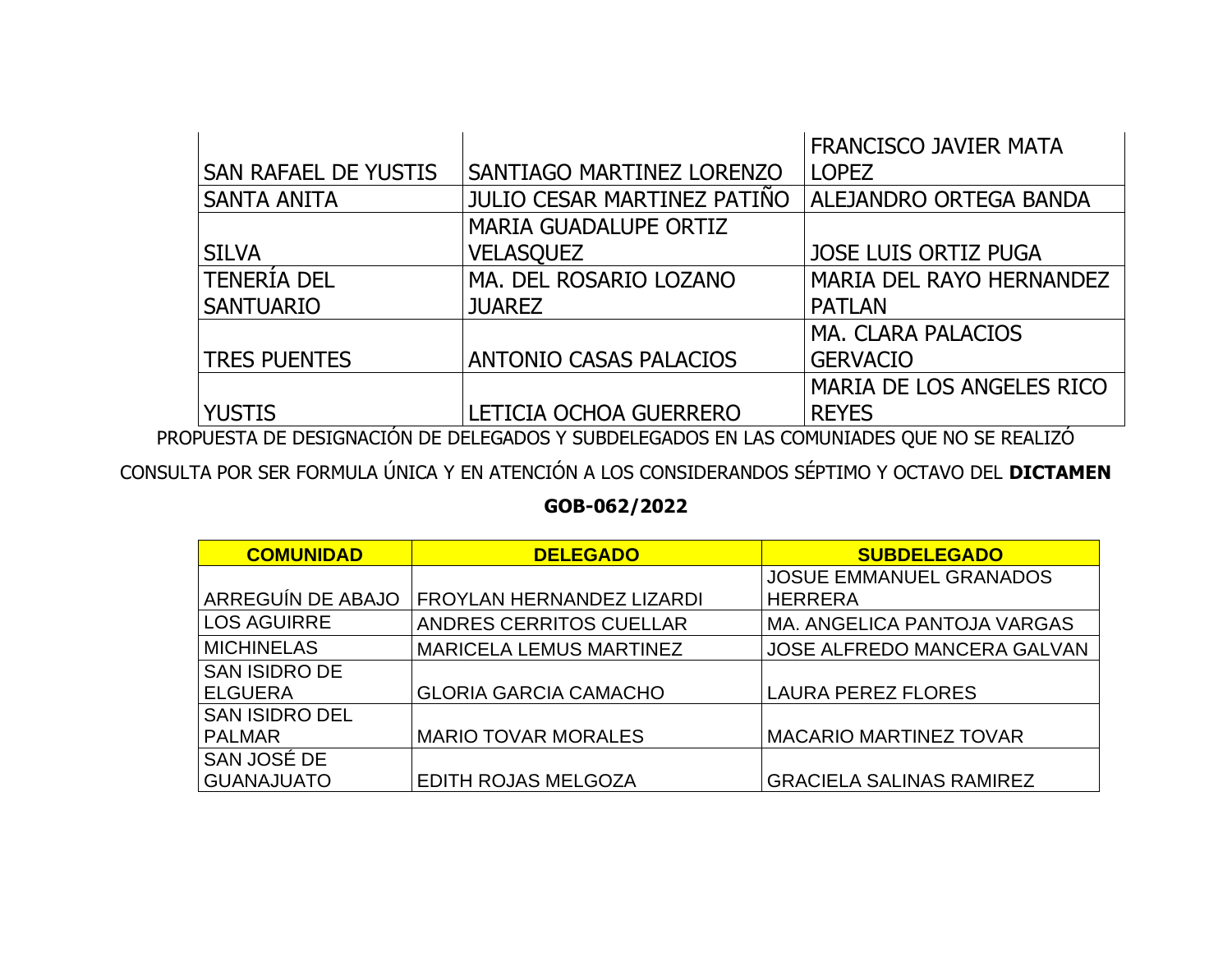| | | |
|---|---|---|
| SAN RAFAEL DE YUSTIS | SANTIAGO MARTINEZ LORENZO | FRANCISCO JAVIER MATA LOPEZ |
| SANTA ANITA | JULIO CESAR MARTINEZ PATIÑO | ALEJANDRO ORTEGA BANDA |
| SILVA | MARIA GUADALUPE ORTIZ VELASQUEZ | JOSE LUIS ORTIZ PUGA |
| TENERÍA DEL SANTUARIO | MA. DEL ROSARIO LOZANO JUAREZ | MARIA DEL RAYO HERNANDEZ PATLAN |
| TRES PUENTES | ANTONIO CASAS PALACIOS | MA. CLARA PALACIOS GERVACIO |
| YUSTIS | LETICIA OCHOA GUERRERO | MARIA DE LOS ANGELES RICO REYES |

PROPUESTA DE DESIGNACIÓN DE DELEGADOS Y SUBDELEGADOS EN LAS COMUNIADES QUE NO SE REALIZÓ CONSULTA POR SER FORMULA ÚNICA Y EN ATENCIÓN A LOS CONSIDERANDOS SÉPTIMO Y OCTAVO DEL **DICTAMEN GOB-062/2022**

| COMUNIDAD | DELEGADO | SUBDELEGADO |
|---|---|---|
| ARREGUÍN DE ABAJO | FROYLAN HERNANDEZ LIZARDI | JOSUE EMMANUEL GRANADOS HERRERA |
| LOS AGUIRRE | ANDRES CERRITOS CUELLAR | MA. ANGELICA PANTOJA VARGAS |
| MICHINELAS | MARICELA LEMUS MARTINEZ | JOSE ALFREDO MANCERA GALVAN |
| SAN ISIDRO DE ELGUERA | GLORIA GARCIA CAMACHO | LAURA PEREZ FLORES |
| SAN ISIDRO DEL PALMAR | MARIO TOVAR MORALES | MACARIO MARTINEZ TOVAR |
| SAN JOSÉ DE GUANAJUATO | EDITH ROJAS MELGOZA | GRACIELA SALINAS RAMIREZ |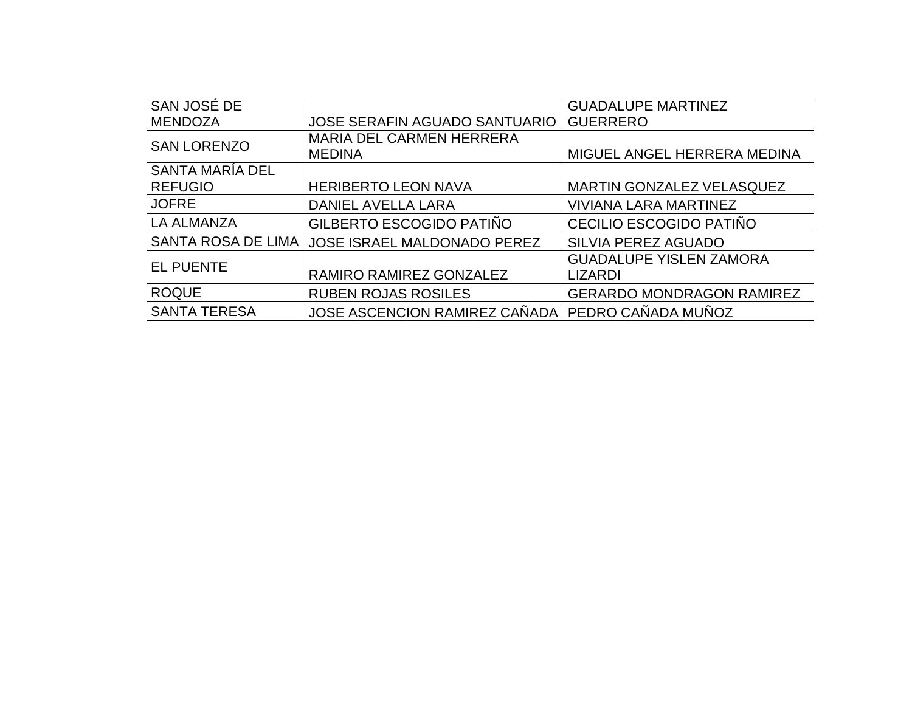| | | |
|---|---|---|
| SAN JOSÉ DE MENDOZA | JOSE SERAFIN AGUADO SANTUARIO | GUADALUPE MARTINEZ GUERRERO |
| SAN LORENZO | MARIA DEL CARMEN HERRERA MEDINA | MIGUEL ANGEL HERRERA MEDINA |
| SANTA MARÍA DEL REFUGIO | HERIBERTO LEON NAVA | MARTIN GONZALEZ VELASQUEZ |
| JOFRE | DANIEL AVELLA LARA | VIVIANA LARA MARTINEZ |
| LA ALMANZA | GILBERTO ESCOGIDO PATIÑO | CECILIO ESCOGIDO PATIÑO |
| SANTA ROSA DE LIMA | JOSE ISRAEL MALDONADO PEREZ | SILVIA PEREZ AGUADO |
| EL PUENTE | RAMIRO RAMIREZ GONZALEZ | GUADALUPE YISLEN ZAMORA LIZARDI |
| ROQUE | RUBEN ROJAS ROSILES | GERARDO MONDRAGON RAMIREZ |
| SANTA TERESA | JOSE ASCENCION RAMIREZ CAÑADA | PEDRO CAÑADA MUÑOZ |